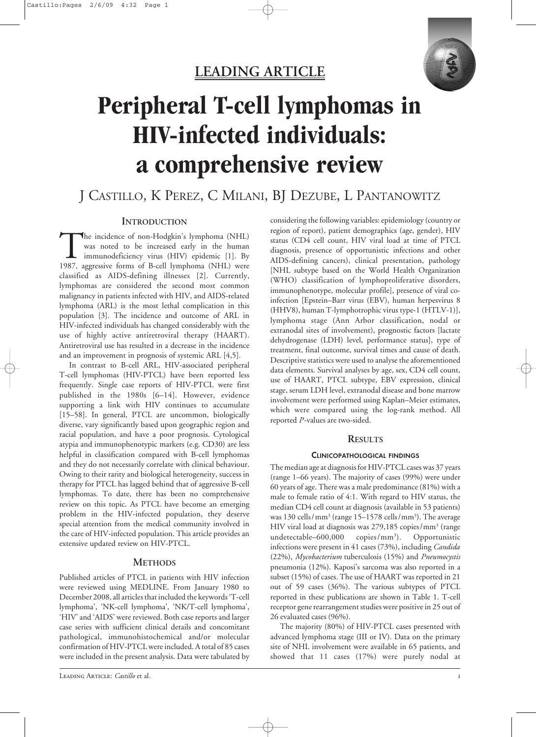## LEADING ARTICLE

# Peripheral T-cell lymphomas in HIV-infected individuals: a comprehensive review

J CASTILLO, K PEREZ, C MILANI, BJ DEZUBE, L PANTANOWITZ

## INTRODUCTION

The incidence of non-Hodgkin's lymphoma (NHL) was noted to be increased early in the human immunodeficiency virus (HIV) epidemic [1]. By 1987, aggressive forms of B-cell lymphoma (NHL) were classified as AIDS-defining illnesses [2]. Currently, lymphomas are considered the second most common malignancy in patients infected with HIV, and AIDS-related lymphoma (ARL) is the most lethal complication in this population [3]. The incidence and outcome of ARL in HIV-infected individuals has changed considerably with the use of highly active antiretroviral therapy (HAART). Antiretroviral use has resulted in a decrease in the incidence and an improvement in prognosis of systemic ARL [4,5].

In contrast to B-cell ARL, HIV-associated peripheral T-cell lymphomas (HIV-PTCL) have been reported less frequently. Single case reports of HIV-PTCL were first published in the 1980s [6–14]. However, evidence supporting a link with HIV continues to accumulate [15–58]. In general, PTCL are uncommon, biologically diverse, vary significantly based upon geographic region and racial population, and have a poor prognosis. Cytological atypia and immunophenotypic markers (e.g. CD30) are less helpful in classification compared with B-cell lymphomas and they do not necessarily correlate with clinical behaviour. Owing to their rarity and biological heterogeneity, success in therapy for PTCL has lagged behind that of aggressive B-cell lymphomas. To date, there has been no comprehensive review on this topic. As PTCL have become an emerging problem in the HIV-infected population, they deserve special attention from the medical community involved in the care of HIV-infected population. This article provides an extensive updated review on HIV-PTCL.

## METHODS

Published articles of PTCL in patients with HIV infection were reviewed using MEDLINE. From January 1980 to December 2008, all articles that included the keywords 'T-cell lymphoma', 'NK-cell lymphoma', 'NK/T-cell lymphoma', 'HIV' and 'AIDS' were reviewed. Both case reports and larger case series with sufficient clinical details and concomitant pathological, immunohistochemical and/or molecular confirmation of HIV-PTCL were included. A total of 85 cases were included in the present analysis. Data were tabulated by considering the following variables: epidemiology (country or region of report), patient demographics (age, gender), HIV status (CD4 cell count, HIV viral load at time of PTCL diagnosis, presence of opportunistic infections and other AIDS-defining cancers), clinical presentation, pathology [NHL subtype based on the World Health Organization (WHO) classification of lymphoproliferative disorders, immunophenotype, molecular profile], presence of viral co-infection [Epstein–Barr virus (EBV), human herpesvirus 8 (HHV8), human T-lymphotrophic virus type-1 (HTLV-1)], lymphoma stage (Ann Arbor classification, nodal or extranodal sites of involvement), prognostic factors [lactate dehydrogenase (LDH) level, performance status], type of treatment, final outcome, survival times and cause of death. Descriptive statistics were used to analyse the aforementioned data elements. Survival analyses by age, sex, CD4 cell count, use of HAART, PTCL subtype, EBV expression, clinical stage, serum LDH level, extranodal disease and bone marrow involvement were performed using Kaplan–Meier estimates, which were compared using the log-rank method. All reported *P*-values are two-sided.

## RESULTS

### CLINICOPATHOLOGICAL FINDINGS

The median age at diagnosis for HIV-PTCL cases was 37 years (range 1–66 years). The majority of cases (99%) were under 60 years of age. There was a male predominance (81%) with a male to female ratio of 4:1. With regard to HIV status, the median CD4 cell count at diagnosis (available in 53 patients) was 130 cells/mm$^3$ (range 15–1578 cells/mm$^3$). The average HIV viral load at diagnosis was 279,185 copies/mm$^3$ (range undetectable–600,000 copies/mm$^3$). Opportunistic infections were present in 41 cases (73%), including *Candida* (22%), *Mycobacterium* tuberculosis (15%) and *Pneumocystis* pneumonia (12%). Kaposi's sarcoma was also reported in a subset (15%) of cases. The use of HAART was reported in 21 out of 59 cases (36%). The various subtypes of PTCL reported in these publications are shown in Table 1. T-cell receptor gene rearrangement studies were positive in 25 out of 26 evaluated cases (96%).

The majority (80%) of HIV-PTCL cases presented with advanced lymphoma stage (III or IV). Data on the primary site of NHL involvement were available in 65 patients, and showed that 11 cases (17%) were purely nodal at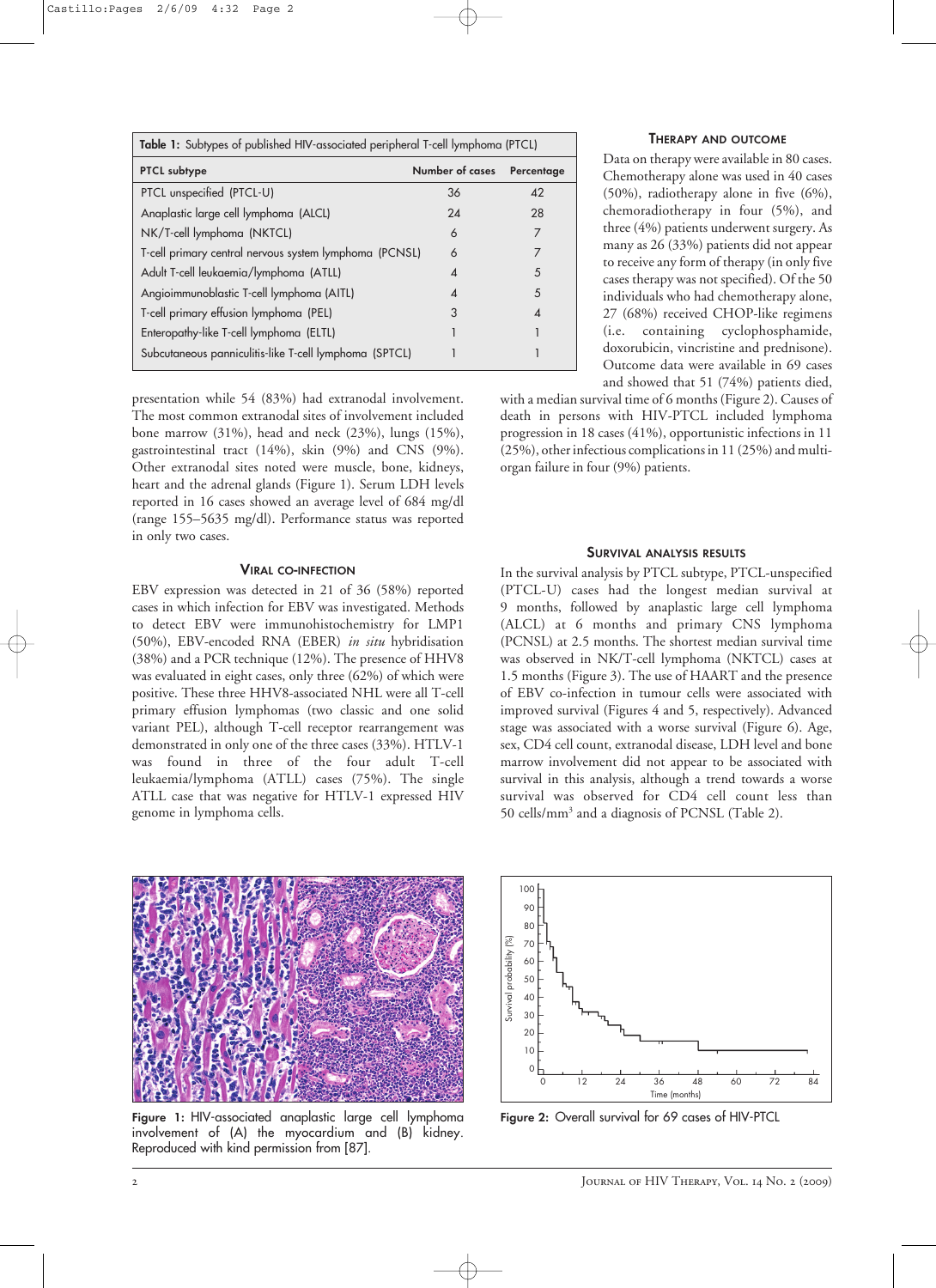Table 1: Subtypes of published HIV-associated peripheral T-cell lymphoma (PTCL)

| PTCL subtype | Number of cases | Percentage |
|---|---|---|
| PTCL unspecified (PTCL-U) | 36 | 42 |
| Anaplastic large cell lymphoma (ALCL) | 24 | 28 |
| NK/T-cell lymphoma (NKTCL) | 6 | 7 |
| T-cell primary central nervous system lymphoma (PCNSL) | 6 | 7 |
| Adult T-cell leukaemia/lymphoma (ATLL) | 4 | 5 |
| Angioimmunoblastic T-cell lymphoma (AITL) | 4 | 5 |
| T-cell primary effusion lymphoma (PEL) | 3 | 4 |
| Enteropathy-like T-cell lymphoma (ELTL) | 1 | 1 |
| Subcutaneous panniculitis-like T-cell lymphoma (SPTCL) | 1 | 1 |

presentation while 54 (83%) had extranodal involvement. The most common extranodal sites of involvement included bone marrow (31%), head and neck (23%), lungs (15%), gastrointestinal tract (14%), skin (9%) and CNS (9%). Other extranodal sites noted were muscle, bone, kidneys, heart and the adrenal glands (Figure 1). Serum LDH levels reported in 16 cases showed an average level of 684 mg/dl (range 155–5635 mg/dl). Performance status was reported in only two cases.

## Viral co-infection

EBV expression was detected in 21 of 36 (58%) reported cases in which infection for EBV was investigated. Methods to detect EBV were immunohistochemistry for LMP1 (50%), EBV-encoded RNA (EBER) *in situ* hybridisation (38%) and a PCR technique (12%). The presence of HHV8 was evaluated in eight cases, only three (62%) of which were positive. These three HHV8-associated NHL were all T-cell primary effusion lymphomas (two classic and one solid variant PEL), although T-cell receptor rearrangement was demonstrated in only one of the three cases (33%). HTLV-1 was found in three of the four adult T-cell leukaemia/lymphoma (ATLL) cases (75%). The single ATLL case that was negative for HTLV-1 expressed HIV genome in lymphoma cells.

## Therapy and outcome

Data on therapy were available in 80 cases. Chemotherapy alone was used in 40 cases (50%), radiotherapy alone in five (6%), chemoradiotherapy in four (5%), and three (4%) patients underwent surgery. As many as 26 (33%) patients did not appear to receive any form of therapy (in only five cases therapy was not specified). Of the 50 individuals who had chemotherapy alone, 27 (68%) received CHOP-like regimens (i.e. containing cyclophosphamide, doxorubicin, vincristine and prednisone). Outcome data were available in 69 cases and showed that 51 (74%) patients died, with a median survival time of 6 months (Figure 2). Causes of death in persons with HIV-PTCL included lymphoma progression in 18 cases (41%), opportunistic infections in 11 (25%), other infectious complications in 11 (25%) and multi-organ failure in four (9%) patients.

## Survival analysis results

In the survival analysis by PTCL subtype, PTCL-unspecified (PTCL-U) cases had the longest median survival at 9 months, followed by anaplastic large cell lymphoma (ALCL) at 6 months and primary CNS lymphoma (PCNSL) at 2.5 months. The shortest median survival time was observed in NK/T-cell lymphoma (NKTCL) cases at 1.5 months (Figure 3). The use of HAART and the presence of EBV co-infection in tumour cells were associated with improved survival (Figures 4 and 5, respectively). Advanced stage was associated with a worse survival (Figure 6). Age, sex, CD4 cell count, extranodal disease, LDH level and bone marrow involvement did not appear to be associated with survival in this analysis, although a trend towards a worse survival was observed for CD4 cell count less than 50 cells/mm$^3$ and a diagnosis of PCNSL (Table 2).

Figure 1: HIV-associated anaplastic large cell lymphoma involvement of (A) the myocardium and (B) kidney. Reproduced with kind permission from [87].

Figure 2: Overall survival for 69 cases of HIV-PTCL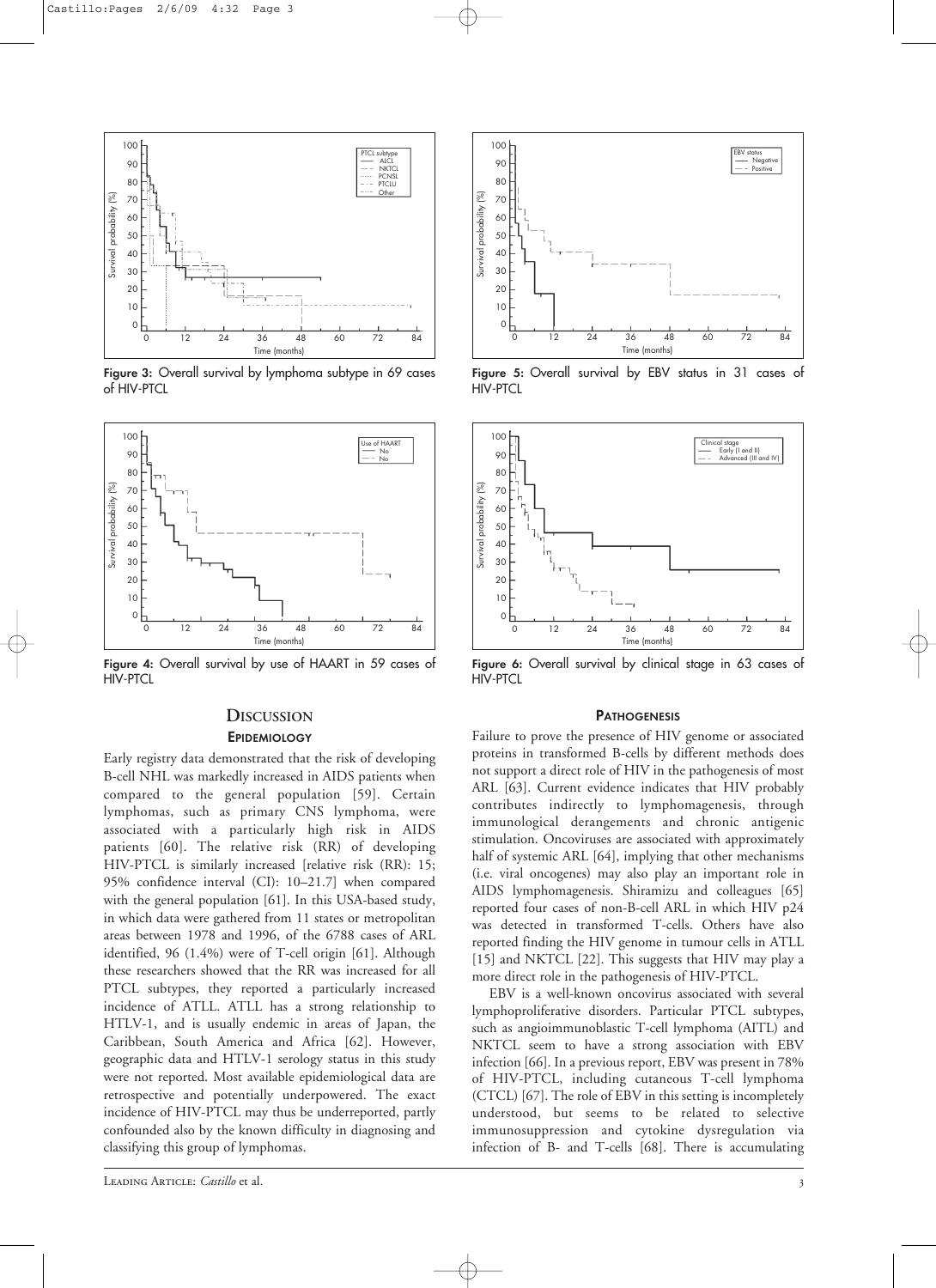Figure 3: Overall survival by lymphoma subtype in 69 cases of HIV-PTCL

Figure 4: Overall survival by use of HAART in 59 cases of HIV-PTCL

Figure 5: Overall survival by EBV status in 31 cases of HIV-PTCL

Figure 6: Overall survival by clinical stage in 63 cases of HIV-PTCL

## Discussion

### Epidemiology

Early registry data demonstrated that the risk of developing B-cell NHL was markedly increased in AIDS patients when compared to the general population [59]. Certain lymphomas, such as primary CNS lymphoma, were associated with a particularly high risk in AIDS patients [60]. The relative risk (RR) of developing HIV-PTCL is similarly increased [relative risk (RR): 15; 95% confidence interval (CI): 10–21.7] when compared with the general population [61]. In this USA-based study, in which data were gathered from 11 states or metropolitan areas between 1978 and 1996, of the 6788 cases of ARL identified, 96 (1.4%) were of T-cell origin [61]. Although these researchers showed that the RR was increased for all PTCL subtypes, they reported a particularly increased incidence of ATLL. ATLL has a strong relationship to HTLV-1, and is usually endemic in areas of Japan, the Caribbean, South America and Africa [62]. However, geographic data and HTLV-1 serology status in this study were not reported. Most available epidemiological data are retrospective and potentially underpowered. The exact incidence of HIV-PTCL may thus be underreported, partly confounded also by the known difficulty in diagnosing and classifying this group of lymphomas.

### Pathogenesis

Failure to prove the presence of HIV genome or associated proteins in transformed B-cells by different methods does not support a direct role of HIV in the pathogenesis of most ARL [63]. Current evidence indicates that HIV probably contributes indirectly to lymphomagenesis, through immunological derangements and chronic antigenic stimulation. Oncoviruses are associated with approximately half of systemic ARL [64], implying that other mechanisms (i.e. viral oncogenes) may also play an important role in AIDS lymphomagenesis. Shiramizu and colleagues [65] reported four cases of non-B-cell ARL in which HIV p24 was detected in transformed T-cells. Others have also reported finding the HIV genome in tumour cells in ATLL [15] and NKTCL [22]. This suggests that HIV may play a more direct role in the pathogenesis of HIV-PTCL.

EBV is a well-known oncovirus associated with several lymphoproliferative disorders. Particular PTCL subtypes, such as angioimmunoblastic T-cell lymphoma (AITL) and NKTCL seem to have a strong association with EBV infection [66]. In a previous report, EBV was present in 78% of HIV-PTCL, including cutaneous T-cell lymphoma (CTCL) [67]. The role of EBV in this setting is incompletely understood, but seems to be related to selective immunosuppression and cytokine dysregulation via infection of B- and T-cells [68]. There is accumulating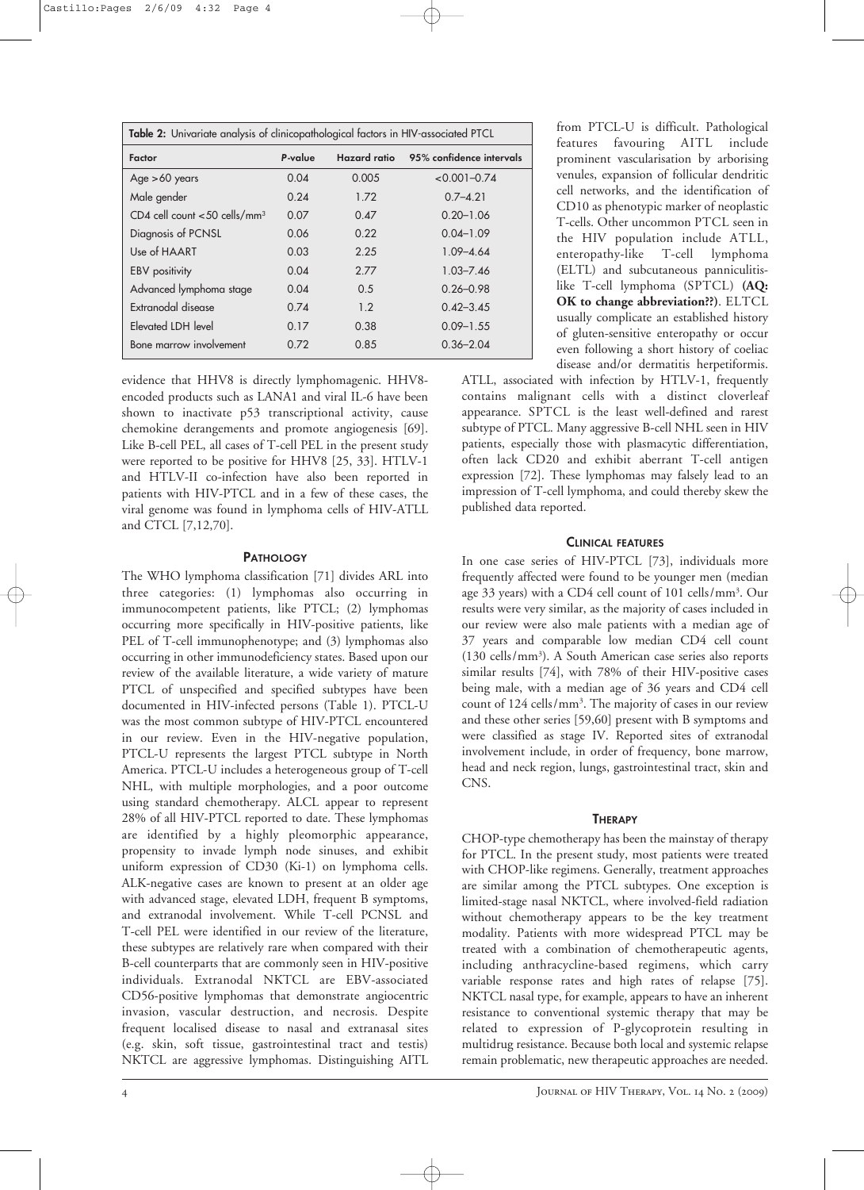**Table 2:** Univariate analysis of clinicopathological factors in HIV-associated PTCL

| Factor | P-value | Hazard ratio | 95% confidence intervals |
|---|---|---|---|
| Age >60 years | 0.04 | 0.005 | <0.001–0.74 |
| Male gender | 0.24 | 1.72 | 0.7–4.21 |
| CD4 cell count <50 cells/mm$^3$ | 0.07 | 0.47 | 0.20–1.06 |
| Diagnosis of PCNSL | 0.06 | 0.22 | 0.04–1.09 |
| Use of HAART | 0.03 | 2.25 | 1.09–4.64 |
| EBV positivity | 0.04 | 2.77 | 1.03–7.46 |
| Advanced lymphoma stage | 0.04 | 0.5 | 0.26–0.98 |
| Extranodal disease | 0.74 | 1.2 | 0.42–3.45 |
| Elevated LDH level | 0.17 | 0.38 | 0.09–1.55 |
| Bone marrow involvement | 0.72 | 0.85 | 0.36–2.04 |

evidence that HHV8 is directly lymphomagenic. HHV8-encoded products such as LANA1 and viral IL-6 have been shown to inactivate p53 transcriptional activity, cause chemokine derangements and promote angiogenesis [69]. Like B-cell PEL, all cases of T-cell PEL in the present study were reported to be positive for HHV8 [25, 33]. HTLV-1 and HTLV-II co-infection have also been reported in patients with HIV-PTCL and in a few of these cases, the viral genome was found in lymphoma cells of HIV-ATLL and CTCL [7,12,70].

## Pathology

The WHO lymphoma classification [71] divides ARL into three categories: (1) lymphomas also occurring in immunocompetent patients, like PTCL; (2) lymphomas occurring more specifically in HIV-positive patients, like PEL of T-cell immunophenotype; and (3) lymphomas also occurring in other immunodeficiency states. Based upon our review of the available literature, a wide variety of mature PTCL of unspecified and specified subtypes have been documented in HIV-infected persons (Table 1). PTCL-U was the most common subtype of HIV-PTCL encountered in our review. Even in the HIV-negative population, PTCL-U represents the largest PTCL subtype in North America. PTCL-U includes a heterogeneous group of T-cell NHL, with multiple morphologies, and a poor outcome using standard chemotherapy. ALCL appear to represent 28% of all HIV-PTCL reported to date. These lymphomas are identified by a highly pleomorphic appearance, propensity to invade lymph node sinuses, and exhibit uniform expression of CD30 (Ki-1) on lymphoma cells. ALK-negative cases are known to present at an older age with advanced stage, elevated LDH, frequent B symptoms, and extranodal involvement. While T-cell PCNSL and T-cell PEL were identified in our review of the literature, these subtypes are relatively rare when compared with their B-cell counterparts that are commonly seen in HIV-positive individuals. Extranodal NKTCL are EBV-associated CD56-positive lymphomas that demonstrate angiocentric invasion, vascular destruction, and necrosis. Despite frequent localised disease to nasal and extranasal sites (e.g. skin, soft tissue, gastrointestinal tract and testis) NKTCL are aggressive lymphomas. Distinguishing AITL from PTCL-U is difficult. Pathological features favouring AITL include prominent vascularisation by arborising venules, expansion of follicular dendritic cell networks, and the identification of CD10 as phenotypic marker of neoplastic T-cells. Other uncommon PTCL seen in the HIV population include ATLL, enteropathy-like T-cell lymphoma (ELTL) and subcutaneous panniculitis-like T-cell lymphoma (SPTCL) **(AQ: OK to change abbreviation??)**. ELTCL usually complicate an established history of gluten-sensitive enteropathy or occur even following a short history of coeliac disease and/or dermatitis herpetiformis. ATLL, associated with infection by HTLV-1, frequently contains malignant cells with a distinct cloverleaf appearance. SPTCL is the least well-defined and rarest subtype of PTCL. Many aggressive B-cell NHL seen in HIV patients, especially those with plasmacytic differentiation, often lack CD20 and exhibit aberrant T-cell antigen expression [72]. These lymphomas may falsely lead to an impression of T-cell lymphoma, and could thereby skew the published data reported.

## Clinical features

In one case series of HIV-PTCL [73], individuals more frequently affected were found to be younger men (median age 33 years) with a CD4 cell count of 101 cells/mm$^3$. Our results were very similar, as the majority of cases included in our review were also male patients with a median age of 37 years and comparable low median CD4 cell count (130 cells/mm$^3$). A South American case series also reports similar results [74], with 78% of their HIV-positive cases being male, with a median age of 36 years and CD4 cell count of 124 cells/mm$^3$. The majority of cases in our review and these other series [59,60] present with B symptoms and were classified as stage IV. Reported sites of extranodal involvement include, in order of frequency, bone marrow, head and neck region, lungs, gastrointestinal tract, skin and CNS.

## Therapy

CHOP-type chemotherapy has been the mainstay of therapy for PTCL. In the present study, most patients were treated with CHOP-like regimens. Generally, treatment approaches are similar among the PTCL subtypes. One exception is limited-stage nasal NKTCL, where involved-field radiation without chemotherapy appears to be the key treatment modality. Patients with more widespread PTCL may be treated with a combination of chemotherapeutic agents, including anthracycline-based regimens, which carry variable response rates and high rates of relapse [75]. NKTCL nasal type, for example, appears to have an inherent resistance to conventional systemic therapy that may be related to expression of P-glycoprotein resulting in multidrug resistance. Because both local and systemic relapse remain problematic, new therapeutic approaches are needed.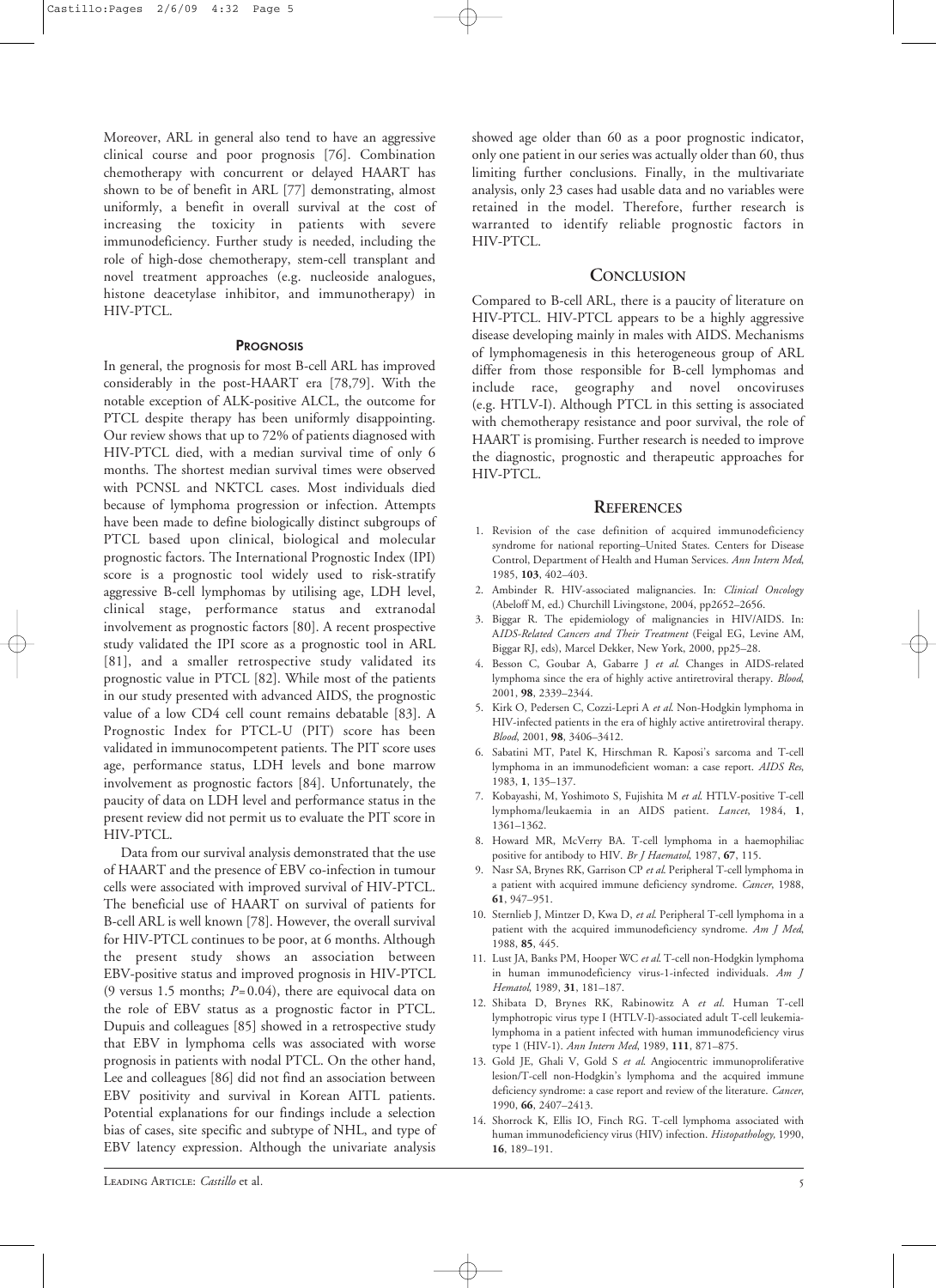Moreover, ARL in general also tend to have an aggressive clinical course and poor prognosis [76]. Combination chemotherapy with concurrent or delayed HAART has shown to be of benefit in ARL [77] demonstrating, almost uniformly, a benefit in overall survival at the cost of increasing the toxicity in patients with severe immunodeficiency. Further study is needed, including the role of high-dose chemotherapy, stem-cell transplant and novel treatment approaches (e.g. nucleoside analogues, histone deacetylase inhibitor, and immunotherapy) in HIV-PTCL.

### Prognosis

In general, the prognosis for most B-cell ARL has improved considerably in the post-HAART era [78,79]. With the notable exception of ALK-positive ALCL, the outcome for PTCL despite therapy has been uniformly disappointing. Our review shows that up to 72% of patients diagnosed with HIV-PTCL died, with a median survival time of only 6 months. The shortest median survival times were observed with PCNSL and NKTCL cases. Most individuals died because of lymphoma progression or infection. Attempts have been made to define biologically distinct subgroups of PTCL based upon clinical, biological and molecular prognostic factors. The International Prognostic Index (IPI) score is a prognostic tool widely used to risk-stratify aggressive B-cell lymphomas by utilising age, LDH level, clinical stage, performance status and extranodal involvement as prognostic factors [80]. A recent prospective study validated the IPI score as a prognostic tool in ARL [81], and a smaller retrospective study validated its prognostic value in PTCL [82]. While most of the patients in our study presented with advanced AIDS, the prognostic value of a low CD4 cell count remains debatable [83]. A Prognostic Index for PTCL-U (PIT) score has been validated in immunocompetent patients. The PIT score uses age, performance status, LDH levels and bone marrow involvement as prognostic factors [84]. Unfortunately, the paucity of data on LDH level and performance status in the present review did not permit us to evaluate the PIT score in HIV-PTCL.

Data from our survival analysis demonstrated that the use of HAART and the presence of EBV co-infection in tumour cells were associated with improved survival of HIV-PTCL. The beneficial use of HAART on survival of patients for B-cell ARL is well known [78]. However, the overall survival for HIV-PTCL continues to be poor, at 6 months. Although the present study shows an association between EBV-positive status and improved prognosis in HIV-PTCL (9 versus 1.5 months; $P=0.04$), there are equivocal data on the role of EBV status as a prognostic factor in PTCL. Dupuis and colleagues [85] showed in a retrospective study that EBV in lymphoma cells was associated with worse prognosis in patients with nodal PTCL. On the other hand, Lee and colleagues [86] did not find an association between EBV positivity and survival in Korean AITL patients. Potential explanations for our findings include a selection bias of cases, site specific and subtype of NHL, and type of EBV latency expression. Although the univariate analysis showed age older than 60 as a poor prognostic indicator, only one patient in our series was actually older than 60, thus limiting further conclusions. Finally, in the multivariate analysis, only 23 cases had usable data and no variables were retained in the model. Therefore, further research is warranted to identify reliable prognostic factors in HIV-PTCL.

## Conclusion

Compared to B-cell ARL, there is a paucity of literature on HIV-PTCL. HIV-PTCL appears to be a highly aggressive disease developing mainly in males with AIDS. Mechanisms of lymphomagenesis in this heterogeneous group of ARL differ from those responsible for B-cell lymphomas and include race, geography and novel oncoviruses (e.g. HTLV-I). Although PTCL in this setting is associated with chemotherapy resistance and poor survival, the role of HAART is promising. Further research is needed to improve the diagnostic, prognostic and therapeutic approaches for HIV-PTCL.

## References

1. Revision of the case definition of acquired immunodeficiency syndrome for national reporting–United States. Centers for Disease Control, Department of Health and Human Services. *Ann Intern Med*, 1985, **103**, 402–403.
2. Ambinder R. HIV-associated malignancies. In: *Clinical Oncology* (Abeloff M, ed.) Churchill Livingstone, 2004, pp2652–2656.
3. Biggar R. The epidemiology of malignancies in HIV/AIDS. In: *AIDS-Related Cancers and Their Treatment* (Feigal EG, Levine AM, Biggar RJ, eds), Marcel Dekker, New York, 2000, pp25–28.
4. Besson C, Goubar A, Gabarre J *et al.* Changes in AIDS-related lymphoma since the era of highly active antiretroviral therapy. *Blood*, 2001, **98**, 2339–2344.
5. Kirk O, Pedersen C, Cozzi-Lepri A *et al.* Non-Hodgkin lymphoma in HIV-infected patients in the era of highly active antiretroviral therapy. *Blood*, 2001, **98**, 3406–3412.
6. Sabatini MT, Patel K, Hirschman R. Kaposi's sarcoma and T-cell lymphoma in an immunodeficient woman: a case report. *AIDS Res*, 1983, **1**, 135–137.
7. Kobayashi, M, Yoshimoto S, Fujishita M *et al.* HTLV-positive T-cell lymphoma/leukaemia in an AIDS patient. *Lancet*, 1984, **1**, 1361–1362.
8. Howard MR, McVerry BA. T-cell lymphoma in a haemophiliac positive for antibody to HIV. *Br J Haematol*, 1987, **67**, 115.
9. Nasr SA, Brynes RK, Garrison CP *et al.* Peripheral T-cell lymphoma in a patient with acquired immune deficiency syndrome. *Cancer*, 1988, **61**, 947–951.
10. Sternlieb J, Mintzer D, Kwa D, *et al.* Peripheral T-cell lymphoma in a patient with the acquired immunodeficiency syndrome. *Am J Med*, 1988, **85**, 445.
11. Lust JA, Banks PM, Hooper WC *et al.* T-cell non-Hodgkin lymphoma in human immunodeficiency virus-1-infected individuals. *Am J Hematol*, 1989, **31**, 181–187.
12. Shibata D, Brynes RK, Rabinowitz A *et al.* Human T-cell lymphotropic virus type I (HTLV-I)-associated adult T-cell leukemia-lymphoma in a patient infected with human immunodeficiency virus type 1 (HIV-1). *Ann Intern Med*, 1989, **111**, 871–875.
13. Gold JE, Ghali V, Gold S *et al.* Angiocentric immunoproliferative lesion/T-cell non-Hodgkin's lymphoma and the acquired immune deficiency syndrome: a case report and review of the literature. *Cancer*, 1990, **66**, 2407–2413.
14. Shorrock K, Ellis IO, Finch RG. T-cell lymphoma associated with human immunodeficiency virus (HIV) infection. *Histopathology*, 1990, **16**, 189–191.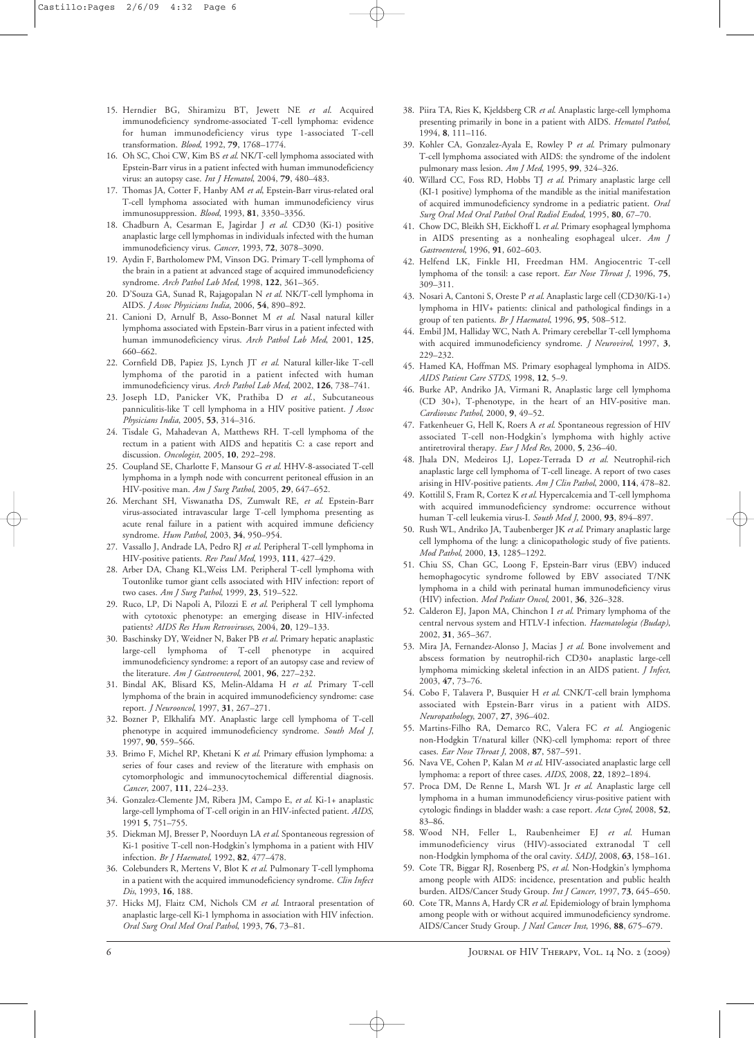15. Herndier BG, Shiramizu BT, Jewett NE *et al.* Acquired immunodeficiency syndrome-associated T-cell lymphoma: evidence for human immunodeficiency virus type 1-associated T-cell transformation. *Blood*, 1992, **79**, 1768–1774.
16. Oh SC, Choi CW, Kim BS *et al.* NK/T-cell lymphoma associated with Epstein-Barr virus in a patient infected with human immunodeficiency virus: an autopsy case. *Int J Hematol*, 2004, **79**, 480–483.
17. Thomas JA, Cotter F, Hanby AM *et al*, Epstein-Barr virus-related oral T-cell lymphoma associated with human immunodeficiency virus immunosuppression. *Blood*, 1993, **81**, 3350–3356.
18. Chadburn A, Cesarman E, Jagirdar J *et al.* CD30 (Ki-1) positive anaplastic large cell lymphomas in individuals infected with the human immunodeficiency virus. *Cancer*, 1993, **72**, 3078–3090.
19. Aydin F, Bartholomew PM, Vinson DG. Primary T-cell lymphoma of the brain in a patient at advanced stage of acquired immunodeficiency syndrome. *Arch Pathol Lab Med*, 1998, **122**, 361–365.
20. D'Souza GA, Sunad R, Rajagopalan N *et al.* NK/T-cell lymphoma in AIDS. *J Assoc Physicians India*, 2006, **54**, 890–892.
21. Canioni D, Arnulf B, Asso-Bonnet M *et al.* Nasal natural killer lymphoma associated with Epstein-Barr virus in a patient infected with human immunodeficiency virus. *Arch Pathol Lab Med*, 2001, **125**, 660–662.
22. Cornfield DB, Papiez JS, Lynch JT *et al.* Natural killer-like T-cell lymphoma of the parotid in a patient infected with human immunodeficiency virus. *Arch Pathol Lab Med*, 2002, **126**, 738–741.
23. Joseph LD, Panicker VK, Prathiba D *et al.*, Subcutaneous panniculitis-like T cell lymphoma in a HIV positive patient. *J Assoc Physicians India*, 2005, **53**, 314–316.
24. Tisdale G, Mahadevan A, Matthews RH. T-cell lymphoma of the rectum in a patient with AIDS and hepatitis C: a case report and discussion. *Oncologist*, 2005, **10**, 292–298.
25. Coupland SE, Charlotte F, Mansour G *et al.* HHV-8-associated T-cell lymphoma in a lymph node with concurrent peritoneal effusion in an HIV-positive man. *Am J Surg Pathol*, 2005, **29**, 647–652.
26. Merchant SH, Viswanatha DS, Zumwalt RE, *et al.* Epstein-Barr virus-associated intravascular large T-cell lymphoma presenting as acute renal failure in a patient with acquired immune deficiency syndrome. *Hum Pathol*, 2003, **34**, 950–954.
27. Vassallo J, Andrade LA, Pedro RJ *et al.* Peripheral T-cell lymphoma in HIV-positive patients. *Rev Paul Med*, 1993, **111**, 427–429.
28. Arber DA, Chang KL,Weiss LM. Peripheral T-cell lymphoma with Toutonlike tumor giant cells associated with HIV infection: report of two cases. *Am J Surg Pathol*, 1999, **23**, 519–522.
29. Ruco, LP, Di Napoli A, Pilozzi E *et al.* Peripheral T cell lymphoma with cytotoxic phenotype: an emerging disease in HIV-infected patients? *AIDS Res Hum Retroviruses*, 2004, **20**, 129–133.
30. Baschinsky DY, Weidner N, Baker PB *et al.* Primary hepatic anaplastic large-cell lymphoma of T-cell phenotype in acquired immunodeficiency syndrome: a report of an autopsy case and review of the literature. *Am J Gastroenterol*, 2001, **96**, 227–232.
31. Bindal AK, Blisard KS, Melin-Aldama H *et al.* Primary T-cell lymphoma of the brain in acquired immunodeficiency syndrome: case report. *J Neurooncol*, 1997, **31**, 267–271.
32. Bozner P, Elkhalifa MY. Anaplastic large cell lymphoma of T-cell phenotype in acquired immunodeficiency syndrome. *South Med J*, 1997, **90**, 559–566.
33. Brimo F, Michel RP, Khetani K *et al.* Primary effusion lymphoma: a series of four cases and review of the literature with emphasis on cytomorphologic and immunocytochemical differential diagnosis. *Cancer*, 2007, **111**, 224–233.
34. Gonzalez-Clemente JM, Ribera JM, Campo E, *et al.* Ki-1+ anaplastic large-cell lymphoma of T-cell origin in an HIV-infected patient. *AIDS*, 1991 **5**, 751–755.
35. Diekman MJ, Bresser P, Noorduyn LA *et al.* Spontaneous regression of Ki-1 positive T-cell non-Hodgkin's lymphoma in a patient with HIV infection. *Br J Haematol*, 1992, **82**, 477–478.
36. Colebunders R, Mertens V, Blot K *et al.* Pulmonary T-cell lymphoma in a patient with the acquired immunodeficiency syndrome. *Clin Infect Dis*, 1993, **16**, 188.
37. Hicks MJ, Flaitz CM, Nichols CM *et al.* Intraoral presentation of anaplastic large-cell Ki-1 lymphoma in association with HIV infection. *Oral Surg Oral Med Oral Pathol*, 1993, **76**, 73–81.
38. Piira TA, Ries K, Kjeldsberg CR *et al.* Anaplastic large-cell lymphoma presenting primarily in bone in a patient with AIDS. *Hematol Pathol*, 1994, **8**, 111–116.
39. Kohler CA, Gonzalez-Ayala E, Rowley P *et al.* Primary pulmonary T-cell lymphoma associated with AIDS: the syndrome of the indolent pulmonary mass lesion. *Am J Med*, 1995, **99**, 324–326.
40. Willard CC, Foss RD, Hobbs TJ *et al.* Primary anaplastic large cell (KI-1 positive) lymphoma of the mandible as the initial manifestation of acquired immunodeficiency syndrome in a pediatric patient. *Oral Surg Oral Med Oral Pathol Oral Radiol Endod*, 1995, **80**, 67–70.
41. Chow DC, Bleikh SH, Eickhoff L *et al.* Primary esophageal lymphoma in AIDS presenting as a nonhealing esophageal ulcer. *Am J Gastroenterol*, 1996, **91**, 602–603.
42. Helfend LK, Finkle HI, Freedman HM. Angiocentric T-cell lymphoma of the tonsil: a case report. *Ear Nose Throat J*, 1996, **75**, 309–311.
43. Nosari A, Cantoni S, Oreste P *et al.* Anaplastic large cell (CD30/Ki-1+) lymphoma in HIV+ patients: clinical and pathological findings in a group of ten patients. *Br J Haematol*, 1996, **95**, 508–512.
44. Embil JM, Halliday WC, Nath A. Primary cerebellar T-cell lymphoma with acquired immunodeficiency syndrome. *J Neurovirol*, 1997, **3**, 229–232.
45. Hamed KA, Hoffman MS. Primary esophageal lymphoma in AIDS. *AIDS Patient Care STDS*, 1998, **12**, 5–9.
46. Burke AP, Andriko JA, Virmani R, Anaplastic large cell lymphoma (CD 30+), T-phenotype, in the heart of an HIV-positive man. *Cardiovasc Pathol*, 2000, **9**, 49–52.
47. Fatkenheuer G, Hell K, Roers A *et al.* Spontaneous regression of HIV associated T-cell non-Hodgkin's lymphoma with highly active antiretroviral therapy. *Eur J Med Res*, 2000, **5**, 236–40.
48. Jhala DN, Medeiros LJ, Lopez-Terrada D *et al.* Neutrophil-rich anaplastic large cell lymphoma of T-cell lineage. A report of two cases arising in HIV-positive patients. *Am J Clin Pathol*, 2000, **114**, 478–82.
49. Kottilil S, Fram R, Cortez K *et al.* Hypercalcemia and T-cell lymphoma with acquired immunodeficiency syndrome: occurrence without human T-cell leukemia virus-I. *South Med J*, 2000, **93**, 894–897.
50. Rush WL, Andriko JA, Taubenberger JK *et al.* Primary anaplastic large cell lymphoma of the lung: a clinicopathologic study of five patients. *Mod Pathol*, 2000, **13**, 1285–1292.
51. Chiu SS, Chan GC, Loong F, Epstein-Barr virus (EBV) induced hemophagocytic syndrome followed by EBV associated T/NK lymphoma in a child with perinatal human immunodeficiency virus (HIV) infection. *Med Pediatr Oncol*, 2001, **36**, 326–328.
52. Calderon EJ, Japon MA, Chinchon I *et al.* Primary lymphoma of the central nervous system and HTLV-I infection. *Haematologia (Budap)*, 2002, **31**, 365–367.
53. Mira JA, Fernandez-Alonso J, Macias J *et al.* Bone involvement and abscess formation by neutrophil-rich CD30+ anaplastic large-cell lymphoma mimicking skeletal infection in an AIDS patient. *J Infect*, 2003, **47**, 73–76.
54. Cobo F, Talavera P, Busquier H *et al.* CNK/T-cell brain lymphoma associated with Epstein-Barr virus in a patient with AIDS. *Neuropathology*, 2007, **27**, 396–402.
55. Martins-Filho RA, Demarco RC, Valera FC *et al.* Angiogenic non-Hodgkin T/natural killer (NK)-cell lymphoma: report of three cases. *Ear Nose Throat J*, 2008, **87**, 587–591.
56. Nava VE, Cohen P, Kalan M *et al.* HIV-associated anaplastic large cell lymphoma: a report of three cases. *AIDS*, 2008, **22**, 1892–1894.
57. Proca DM, De Renne L, Marsh WL Jr *et al.* Anaplastic large cell lymphoma in a human immunodeficiency virus-positive patient with cytologic findings in bladder wash: a case report. *Acta Cytol*, 2008, **52**, 83–86.
58. Wood NH, Feller L, Raubenheimer EJ *et al.* Human immunodeficiency virus (HIV)-associated extranodal T cell non-Hodgkin lymphoma of the oral cavity. *SADJ*, 2008, **63**, 158–161.
59. Cote TR, Biggar RJ, Rosenberg PS, *et al.* Non-Hodgkin's lymphoma among people with AIDS: incidence, presentation and public health burden. AIDS/Cancer Study Group. *Int J Cancer*, 1997, **73**, 645–650.
60. Cote TR, Manns A, Hardy CR *et al.* Epidemiology of brain lymphoma among people with or without acquired immunodeficiency syndrome. AIDS/Cancer Study Group. *J Natl Cancer Inst*, 1996, **88**, 675–679.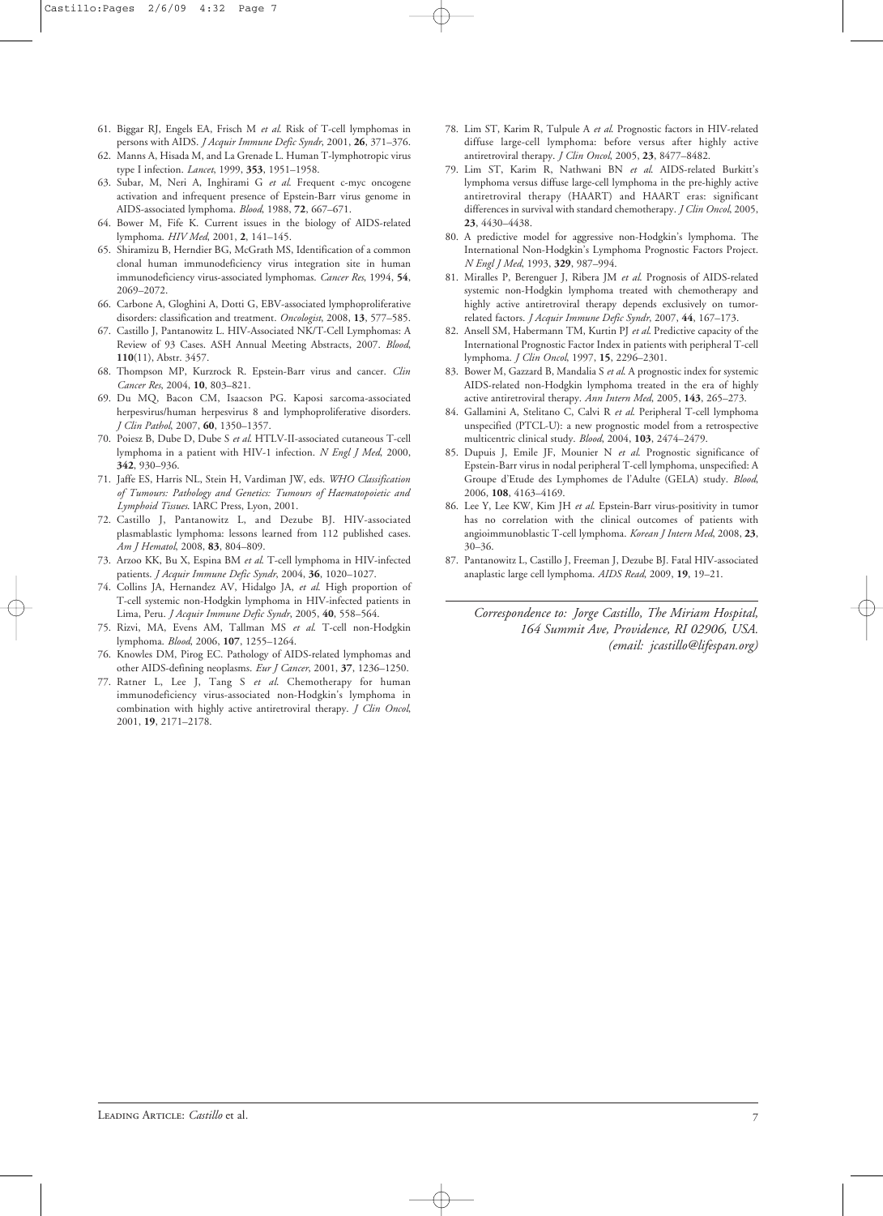61. Biggar RJ, Engels EA, Frisch M *et al.* Risk of T-cell lymphomas in persons with AIDS. *J Acquir Immune Defic Syndr*, 2001, **26**, 371–376.
62. Manns A, Hisada M, and La Grenade L. Human T-lymphotropic virus type I infection. *Lancet*, 1999, **353**, 1951–1958.
63. Subar, M, Neri A, Inghirami G *et al.* Frequent c-myc oncogene activation and infrequent presence of Epstein-Barr virus genome in AIDS-associated lymphoma. *Blood*, 1988, **72**, 667–671.
64. Bower M, Fife K. Current issues in the biology of AIDS-related lymphoma. *HIV Med*, 2001, **2**, 141–145.
65. Shiramizu B, Herndier BG, McGrath MS, Identification of a common clonal human immunodeficiency virus integration site in human immunodeficiency virus-associated lymphomas. *Cancer Res*, 1994, **54**, 2069–2072.
66. Carbone A, Gloghini A, Dotti G, EBV-associated lymphoproliferative disorders: classification and treatment. *Oncologist*, 2008, **13**, 577–585.
67. Castillo J, Pantanowitz L. HIV-Associated NK/T-Cell Lymphomas: A Review of 93 Cases. ASH Annual Meeting Abstracts, 2007. *Blood*, **110**(11), Abstr. 3457.
68. Thompson MP, Kurzrock R. Epstein-Barr virus and cancer. *Clin Cancer Res*, 2004, **10**, 803–821.
69. Du MQ, Bacon CM, Isaacson PG. Kaposi sarcoma-associated herpesvirus/human herpesvirus 8 and lymphoproliferative disorders. *J Clin Pathol*, 2007, **60**, 1350–1357.
70. Poiesz B, Dube D, Dube S *et al.* HTLV-II-associated cutaneous T-cell lymphoma in a patient with HIV-1 infection. *N Engl J Med*, 2000, **342**, 930–936.
71. Jaffe ES, Harris NL, Stein H, Vardiman JW, eds. *WHO Classification of Tumours: Pathology and Genetics: Tumours of Haematopoietic and Lymphoid Tissues*. IARC Press, Lyon, 2001.
72. Castillo J, Pantanowitz L, and Dezube BJ. HIV-associated plasmablastic lymphoma: lessons learned from 112 published cases. *Am J Hematol*, 2008, **83**, 804–809.
73. Arzoo KK, Bu X, Espina BM *et al.* T-cell lymphoma in HIV-infected patients. *J Acquir Immune Defic Syndr*, 2004, **36**, 1020–1027.
74. Collins JA, Hernandez AV, Hidalgo JA, *et al.* High proportion of T-cell systemic non-Hodgkin lymphoma in HIV-infected patients in Lima, Peru. *J Acquir Immune Defic Syndr*, 2005, **40**, 558–564.
75. Rizvi, MA, Evens AM, Tallman MS *et al.* T-cell non-Hodgkin lymphoma. *Blood*, 2006, **107**, 1255–1264.
76. Knowles DM, Pirog EC. Pathology of AIDS-related lymphomas and other AIDS-defining neoplasms. *Eur J Cancer*, 2001, **37**, 1236–1250.
77. Ratner L, Lee J, Tang S *et al.* Chemotherapy for human immunodeficiency virus-associated non-Hodgkin's lymphoma in combination with highly active antiretroviral therapy. *J Clin Oncol*, 2001, **19**, 2171–2178.
78. Lim ST, Karim R, Tulpule A *et al.* Prognostic factors in HIV-related diffuse large-cell lymphoma: before versus after highly active antiretroviral therapy. *J Clin Oncol*, 2005, **23**, 8477–8482.
79. Lim ST, Karim R, Nathwani BN *et al.* AIDS-related Burkitt's lymphoma versus diffuse large-cell lymphoma in the pre-highly active antiretroviral therapy (HAART) and HAART eras: significant differences in survival with standard chemotherapy. *J Clin Oncol*, 2005, **23**, 4430–4438.
80. A predictive model for aggressive non-Hodgkin's lymphoma. The International Non-Hodgkin's Lymphoma Prognostic Factors Project. *N Engl J Med*, 1993, **329**, 987–994.
81. Miralles P, Berenguer J, Ribera JM *et al.* Prognosis of AIDS-related systemic non-Hodgkin lymphoma treated with chemotherapy and highly active antiretroviral therapy depends exclusively on tumor-related factors. *J Acquir Immune Defic Syndr*, 2007, **44**, 167–173.
82. Ansell SM, Habermann TM, Kurtin PJ *et al.* Predictive capacity of the International Prognostic Factor Index in patients with peripheral T-cell lymphoma. *J Clin Oncol*, 1997, **15**, 2296–2301.
83. Bower M, Gazzard B, Mandalia S *et al.* A prognostic index for systemic AIDS-related non-Hodgkin lymphoma treated in the era of highly active antiretroviral therapy. *Ann Intern Med*, 2005, **143**, 265–273.
84. Gallamini A, Stelitano C, Calvi R *et al.* Peripheral T-cell lymphoma unspecified (PTCL-U): a new prognostic model from a retrospective multicentric clinical study. *Blood*, 2004, **103**, 2474–2479.
85. Dupuis J, Emile JF, Mounier N *et al.* Prognostic significance of Epstein-Barr virus in nodal peripheral T-cell lymphoma, unspecified: A Groupe d'Etude des Lymphomes de l'Adulte (GELA) study. *Blood*, 2006, **108**, 4163–4169.
86. Lee Y, Lee KW, Kim JH *et al.* Epstein-Barr virus-positivity in tumor has no correlation with the clinical outcomes of patients with angioimmunoblastic T-cell lymphoma. *Korean J Intern Med*, 2008, **23**, 30–36.
87. Pantanowitz L, Castillo J, Freeman J, Dezube BJ. Fatal HIV-associated anaplastic large cell lymphoma. *AIDS Read*, 2009, **19**, 19–21.

*Correspondence to: Jorge Castillo, The Miriam Hospital, 164 Summit Ave, Providence, RI 02906, USA. (email: jcastillo@lifespan.org)*